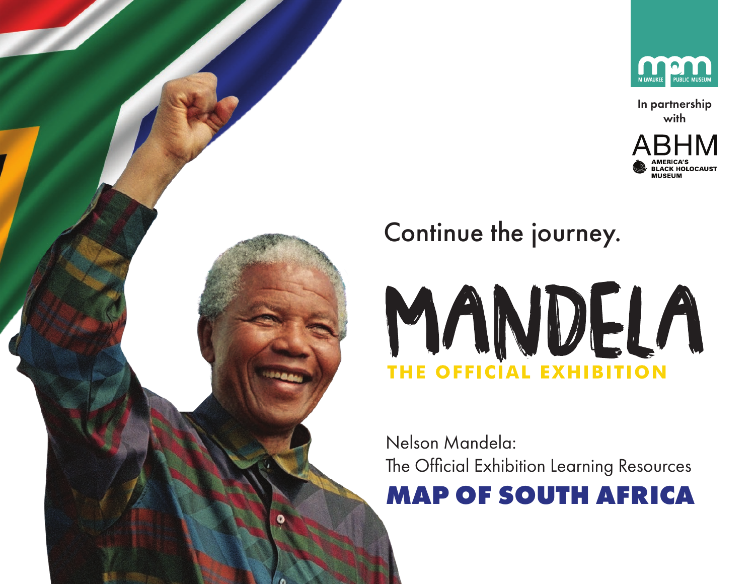MILWAUKEE PUBLIC MUSEUM

In partnership with

ABHM
AMERICA'S BLACK HOLOCAUST MUSEUM

Continue the journey.

# MANDELA

## THE OFFICIAL EXHIBITION

Nelson Mandela:
The Official Exhibition Learning Resources

## MAP OF SOUTH AFRICA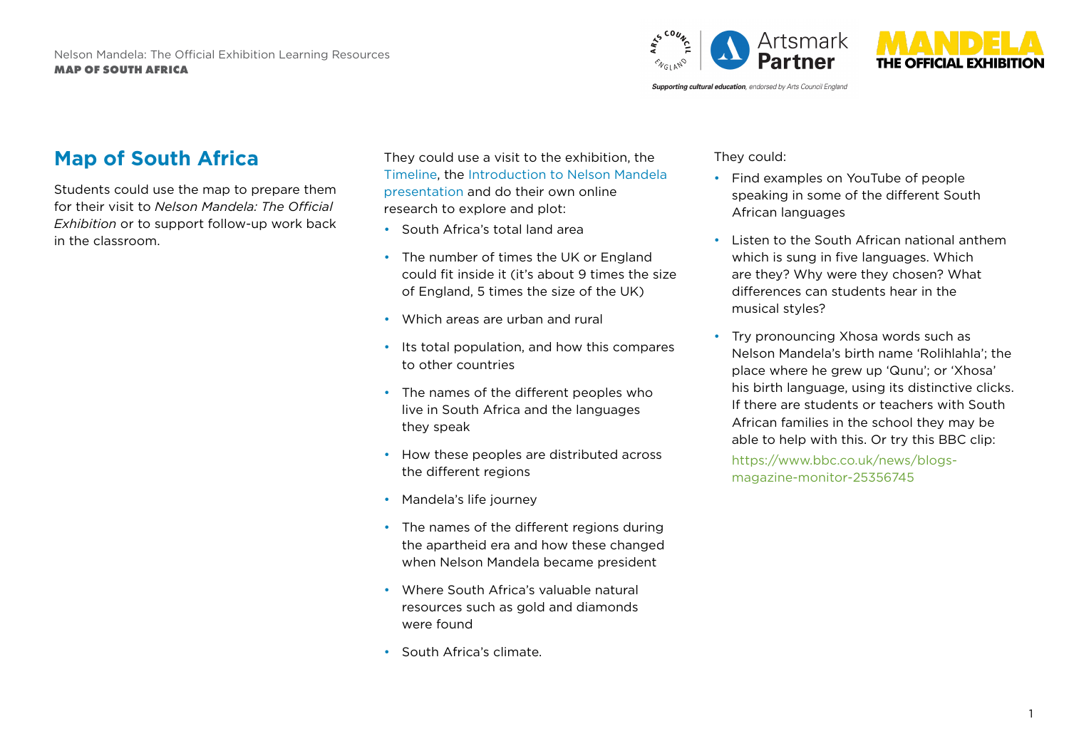# Map of South Africa

Students could use the map to prepare them for their visit to *Nelson Mandela: The Official Exhibition* or to support follow-up work back in the classroom.

They could use a visit to the exhibition, the Timeline, the Introduction to Nelson Mandela presentation and do their own online research to explore and plot:

- South Africa's total land area
- The number of times the UK or England could fit inside it (it's about 9 times the size of England, 5 times the size of the UK)
- Which areas are urban and rural
- Its total population, and how this compares to other countries
- The names of the different peoples who live in South Africa and the languages they speak
- How these peoples are distributed across the different regions
- Mandela's life journey
- The names of the different regions during the apartheid era and how these changed when Nelson Mandela became president
- Where South Africa's valuable natural resources such as gold and diamonds were found
- South Africa's climate.

They could:

- Find examples on YouTube of people speaking in some of the different South African languages
- Listen to the South African national anthem which is sung in five languages. Which are they? Why were they chosen? What differences can students hear in the musical styles?
- Try pronouncing Xhosa words such as Nelson Mandela's birth name 'Rolihlahla'; the place where he grew up 'Qunu'; or 'Xhosa' his birth language, using its distinctive clicks. If there are students or teachers with South African families in the school they may be able to help with this. Or try this BBC clip:

  https://www.bbc.co.uk/news/blogs-magazine-monitor-25356745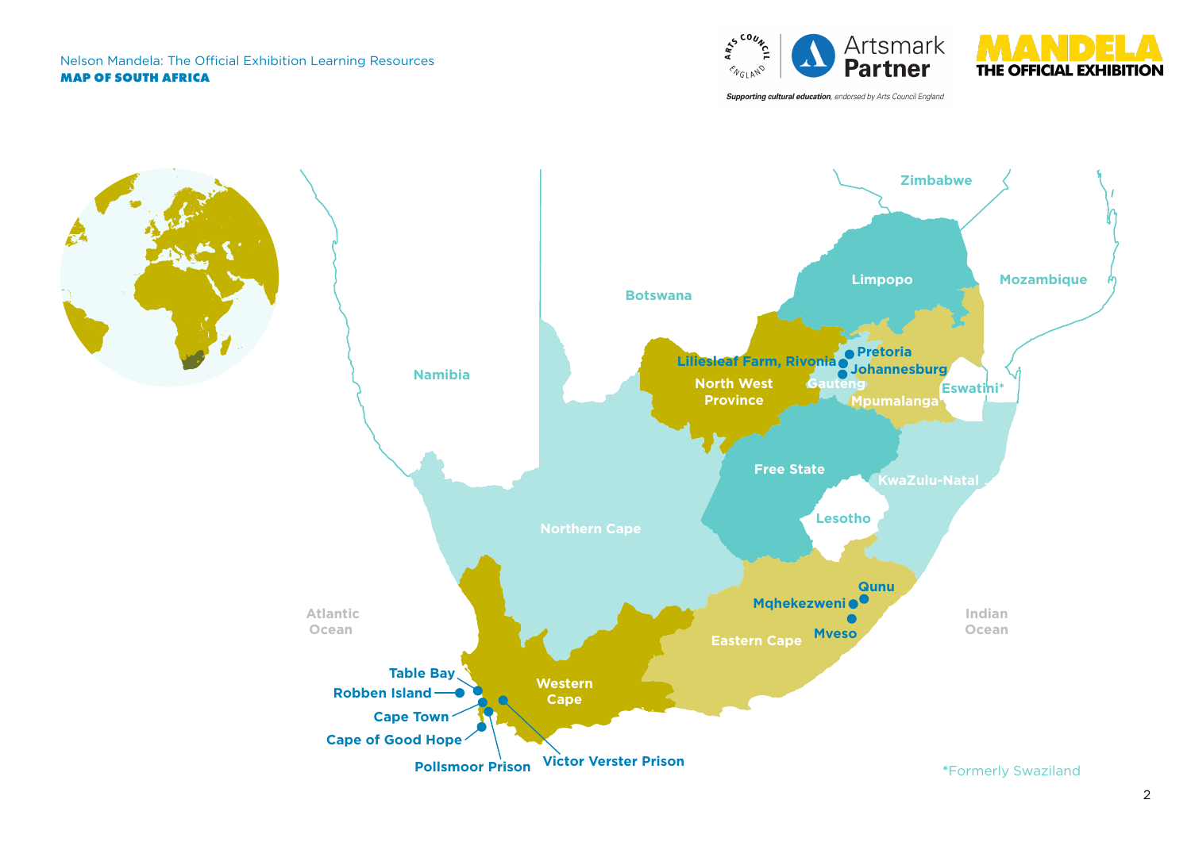Nelson Mandela: The Official Exhibition Learning Resources

**MAP OF SOUTH AFRICA**

Arts Council England | Artsmark Partner

*Supporting cultural education*, endorsed by Arts Council England

MANDELA THE OFFICIAL EXHIBITION

Zimbabwe

Botswana

Namibia

Mozambique

Limpopo

Pretoria

Liliesleaf Farm, Rivonia

Johannesburg

North West Province

Gauteng

Eswatini*

Mpumalanga

Free State

KwaZulu-Natal

Lesotho

Northern Cape

Qunu

Mqhekezweni

Mveso

Atlantic Ocean

Indian Ocean

Eastern Cape

Table Bay

Robben Island

Western Cape

Cape Town

Cape of Good Hope

Pollsmoor Prison

Victor Verster Prison

*Formerly Swaziland